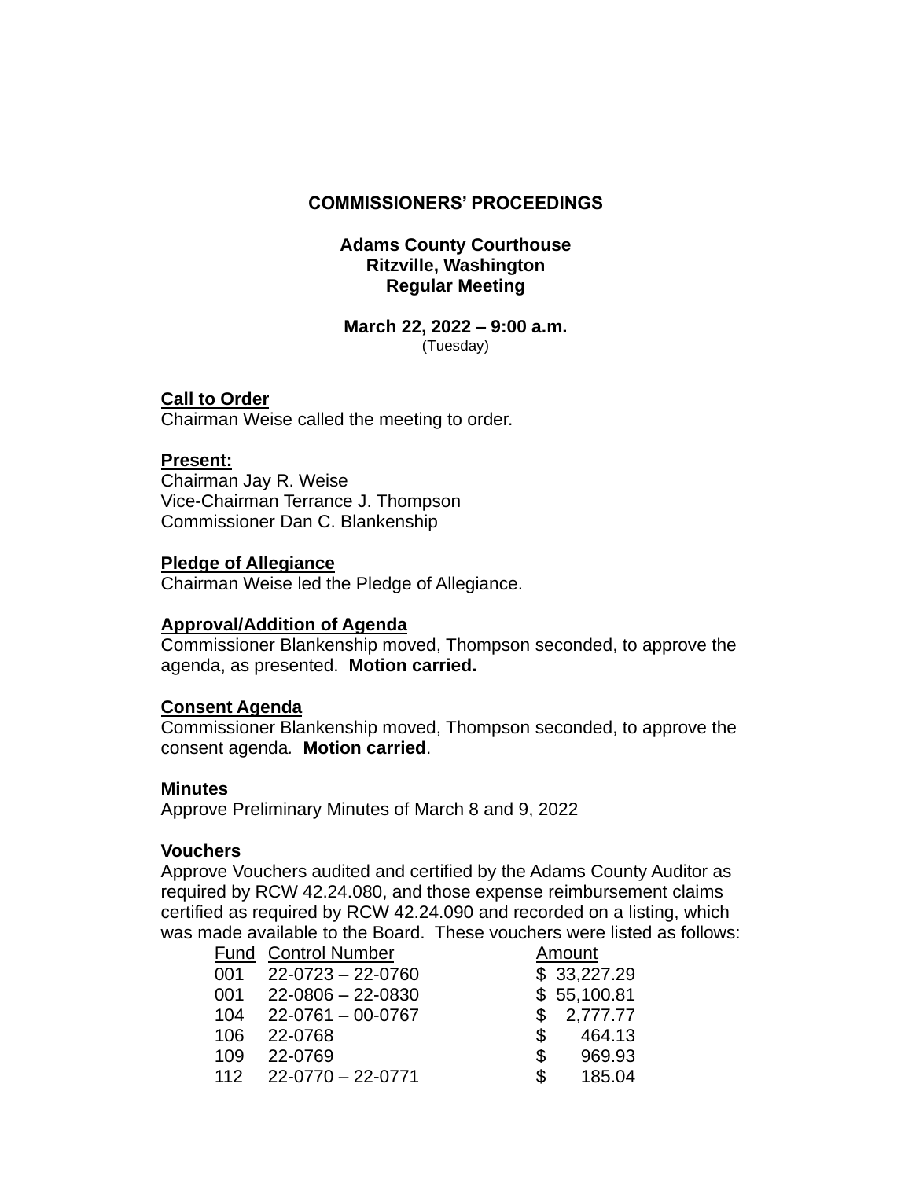# COMMISSIONERS' PROCEEDINGS

**Adams County Courthouse**
**Ritzville, Washington**
**Regular Meeting**

**March 22, 2022 – 9:00 a.m.**
(Tuesday)

**Call to Order**
Chairman Weise called the meeting to order.

**Present:**
Chairman Jay R. Weise
Vice-Chairman Terrance J. Thompson
Commissioner Dan C. Blankenship

**Pledge of Allegiance**
Chairman Weise led the Pledge of Allegiance.

**Approval/Addition of Agenda**
Commissioner Blankenship moved, Thompson seconded, to approve the agenda, as presented. **Motion carried.**

**Consent Agenda**
Commissioner Blankenship moved, Thompson seconded, to approve the consent agenda. **Motion carried**.

**Minutes**
Approve Preliminary Minutes of March 8 and 9, 2022

**Vouchers**
Approve Vouchers audited and certified by the Adams County Auditor as required by RCW 42.24.080, and those expense reimbursement claims certified as required by RCW 42.24.090 and recorded on a listing, which was made available to the Board. These vouchers were listed as follows:

| Fund | Control Number | Amount |
|---|---|---|
| 001 | 22-0723 – 22-0760 | $ 33,227.29 |
| 001 | 22-0806 – 22-0830 | $ 55,100.81 |
| 104 | 22-0761 – 00-0767 | $ 2,777.77 |
| 106 | 22-0768 | $ 464.13 |
| 109 | 22-0769 | $ 969.93 |
| 112 | 22-0770 – 22-0771 | $ 185.04 |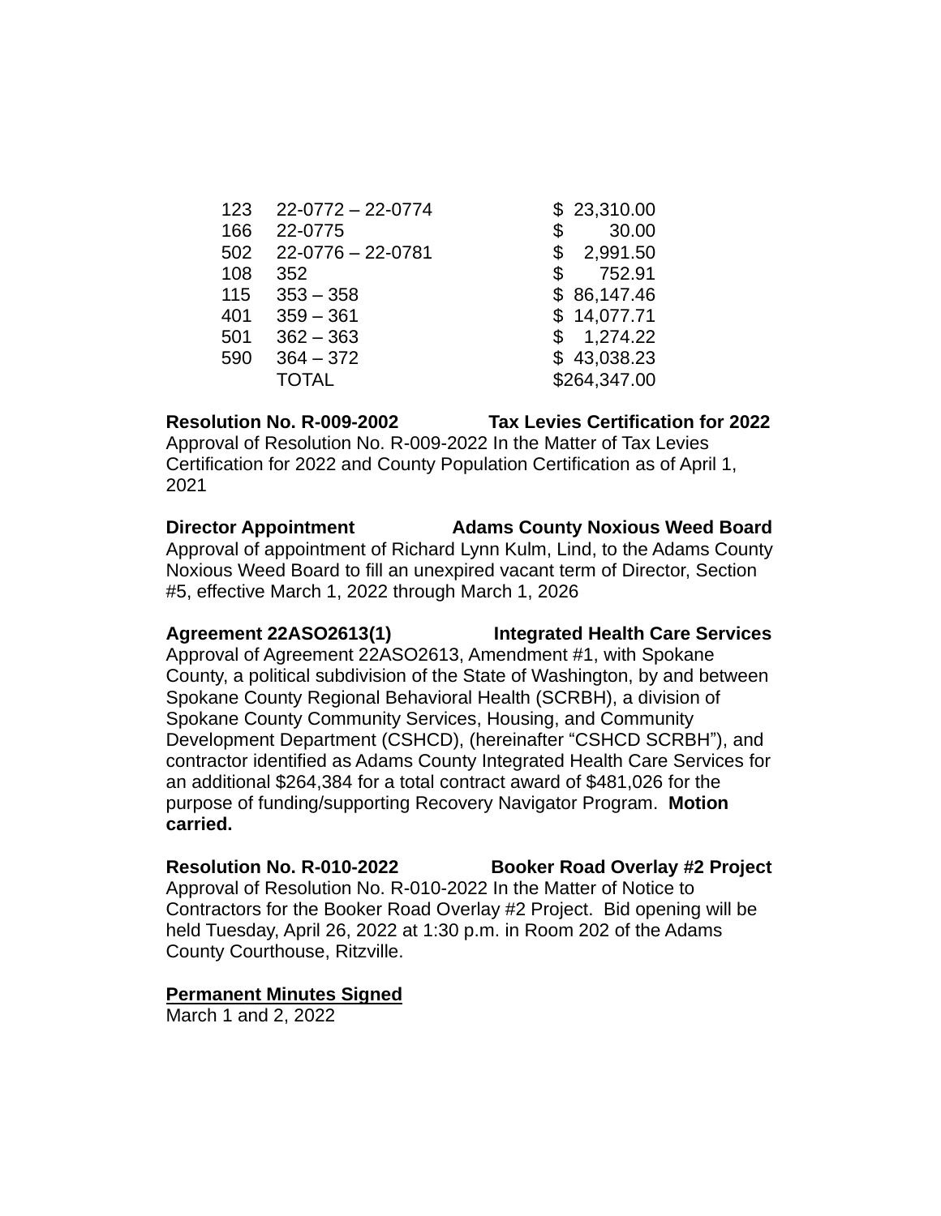| | | |
|---|---|---|
| 123 | 22-0772 – 22-0774 | $ 23,310.00 |
| 166 | 22-0775 | $ 30.00 |
| 502 | 22-0776 – 22-0781 | $ 2,991.50 |
| 108 | 352 | $ 752.91 |
| 115 | 353 – 358 | $ 86,147.46 |
| 401 | 359 – 361 | $ 14,077.71 |
| 501 | 362 – 363 | $ 1,274.22 |
| 590 | 364 – 372 | $ 43,038.23 |
| | TOTAL | $264,347.00 |

**Resolution No. R-009-2002 Tax Levies Certification for 2022**
Approval of Resolution No. R-009-2022 In the Matter of Tax Levies Certification for 2022 and County Population Certification as of April 1, 2021

**Director Appointment Adams County Noxious Weed Board**
Approval of appointment of Richard Lynn Kulm, Lind, to the Adams County Noxious Weed Board to fill an unexpired vacant term of Director, Section #5, effective March 1, 2022 through March 1, 2026

**Agreement 22ASO2613(1) Integrated Health Care Services**
Approval of Agreement 22ASO2613, Amendment #1, with Spokane County, a political subdivision of the State of Washington, by and between Spokane County Regional Behavioral Health (SCRBH), a division of Spokane County Community Services, Housing, and Community Development Department (CSHCD), (hereinafter "CSHCD SCRBH"), and contractor identified as Adams County Integrated Health Care Services for an additional $264,384 for a total contract award of $481,026 for the purpose of funding/supporting Recovery Navigator Program. **Motion carried.**

**Resolution No. R-010-2022 Booker Road Overlay #2 Project**
Approval of Resolution No. R-010-2022 In the Matter of Notice to Contractors for the Booker Road Overlay #2 Project. Bid opening will be held Tuesday, April 26, 2022 at 1:30 p.m. in Room 202 of the Adams County Courthouse, Ritzville.

**Permanent Minutes Signed**
March 1 and 2, 2022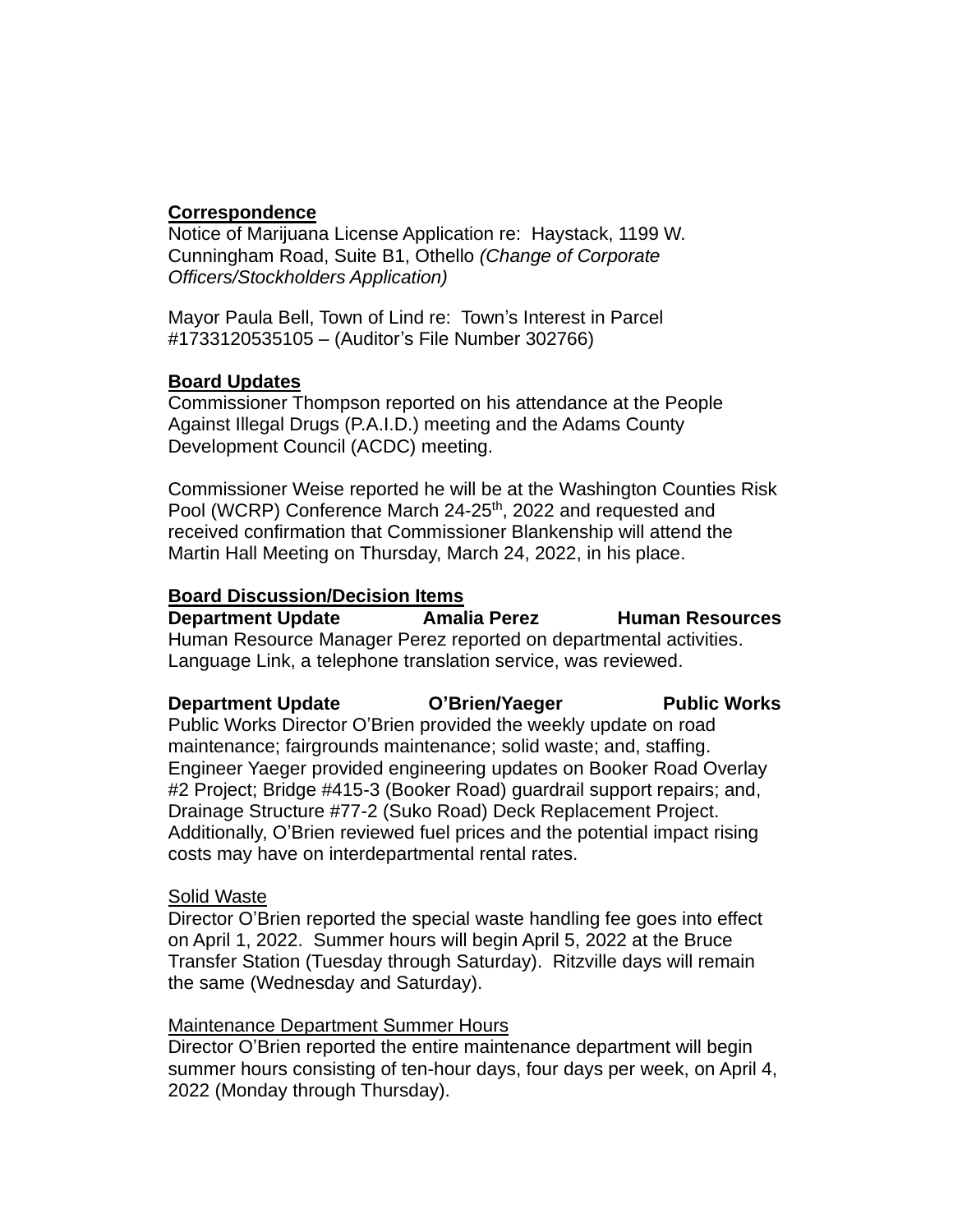**Correspondence**

Notice of Marijuana License Application re: Haystack, 1199 W. Cunningham Road, Suite B1, Othello *(Change of Corporate Officers/Stockholders Application)*

Mayor Paula Bell, Town of Lind re: Town's Interest in Parcel #1733120535105 – (Auditor's File Number 302766)

**Board Updates**

Commissioner Thompson reported on his attendance at the People Against Illegal Drugs (P.A.I.D.) meeting and the Adams County Development Council (ACDC) meeting.

Commissioner Weise reported he will be at the Washington Counties Risk Pool (WCRP) Conference March 24-25th, 2022 and requested and received confirmation that Commissioner Blankenship will attend the Martin Hall Meeting on Thursday, March 24, 2022, in his place.

**Board Discussion/Decision Items**

**Department Update Amalia Perez Human Resources**

Human Resource Manager Perez reported on departmental activities. Language Link, a telephone translation service, was reviewed.

**Department Update O'Brien/Yaeger Public Works**

Public Works Director O'Brien provided the weekly update on road maintenance; fairgrounds maintenance; solid waste; and, staffing. Engineer Yaeger provided engineering updates on Booker Road Overlay #2 Project; Bridge #415-3 (Booker Road) guardrail support repairs; and, Drainage Structure #77-2 (Suko Road) Deck Replacement Project. Additionally, O'Brien reviewed fuel prices and the potential impact rising costs may have on interdepartmental rental rates.

<u>Solid Waste</u>

Director O'Brien reported the special waste handling fee goes into effect on April 1, 2022. Summer hours will begin April 5, 2022 at the Bruce Transfer Station (Tuesday through Saturday). Ritzville days will remain the same (Wednesday and Saturday).

<u>Maintenance Department Summer Hours</u>

Director O'Brien reported the entire maintenance department will begin summer hours consisting of ten-hour days, four days per week, on April 4, 2022 (Monday through Thursday).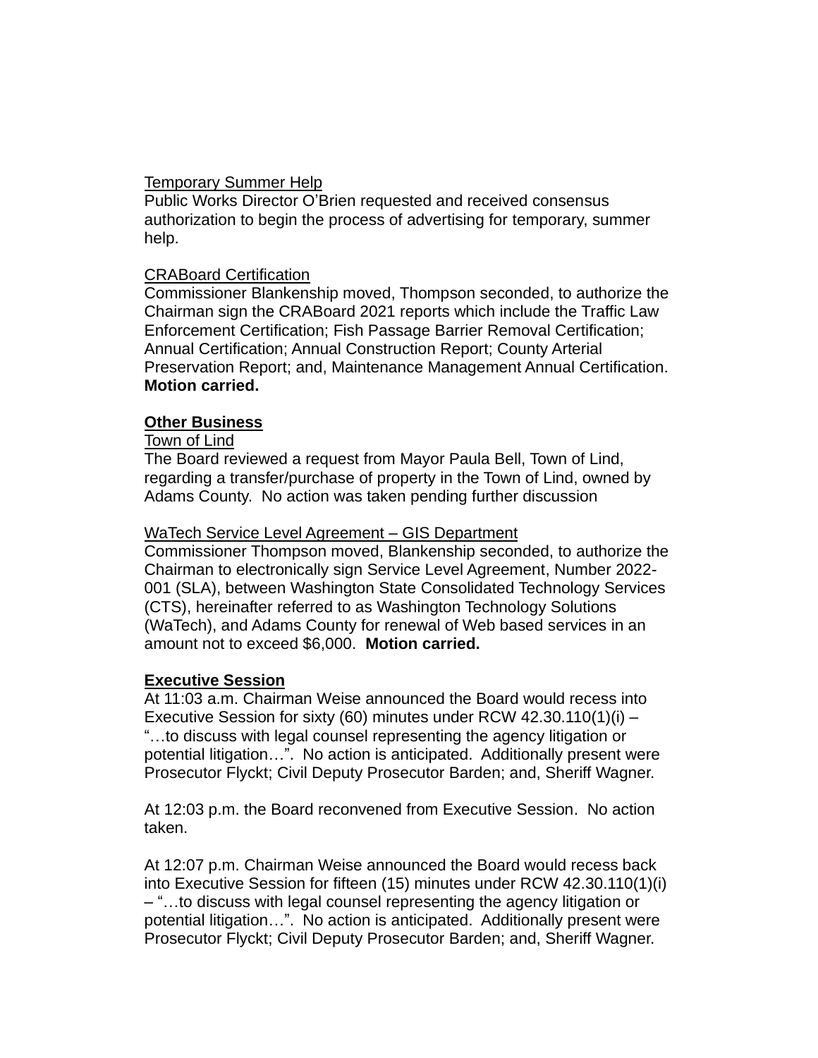Temporary Summer Help
Public Works Director O'Brien requested and received consensus authorization to begin the process of advertising for temporary, summer help.

CRABoard Certification
Commissioner Blankenship moved, Thompson seconded, to authorize the Chairman sign the CRABoard 2021 reports which include the Traffic Law Enforcement Certification; Fish Passage Barrier Removal Certification; Annual Certification; Annual Construction Report; County Arterial Preservation Report; and, Maintenance Management Annual Certification. **Motion carried.**

**Other Business**

Town of Lind
The Board reviewed a request from Mayor Paula Bell, Town of Lind, regarding a transfer/purchase of property in the Town of Lind, owned by Adams County. No action was taken pending further discussion

WaTech Service Level Agreement – GIS Department
Commissioner Thompson moved, Blankenship seconded, to authorize the Chairman to electronically sign Service Level Agreement, Number 2022-001 (SLA), between Washington State Consolidated Technology Services (CTS), hereinafter referred to as Washington Technology Solutions (WaTech), and Adams County for renewal of Web based services in an amount not to exceed $6,000. **Motion carried.**

**Executive Session**

At 11:03 a.m. Chairman Weise announced the Board would recess into Executive Session for sixty (60) minutes under RCW 42.30.110(1)(i) – "…to discuss with legal counsel representing the agency litigation or potential litigation…". No action is anticipated. Additionally present were Prosecutor Flyckt; Civil Deputy Prosecutor Barden; and, Sheriff Wagner.

At 12:03 p.m. the Board reconvened from Executive Session. No action taken.

At 12:07 p.m. Chairman Weise announced the Board would recess back into Executive Session for fifteen (15) minutes under RCW 42.30.110(1)(i) – "…to discuss with legal counsel representing the agency litigation or potential litigation…". No action is anticipated. Additionally present were Prosecutor Flyckt; Civil Deputy Prosecutor Barden; and, Sheriff Wagner.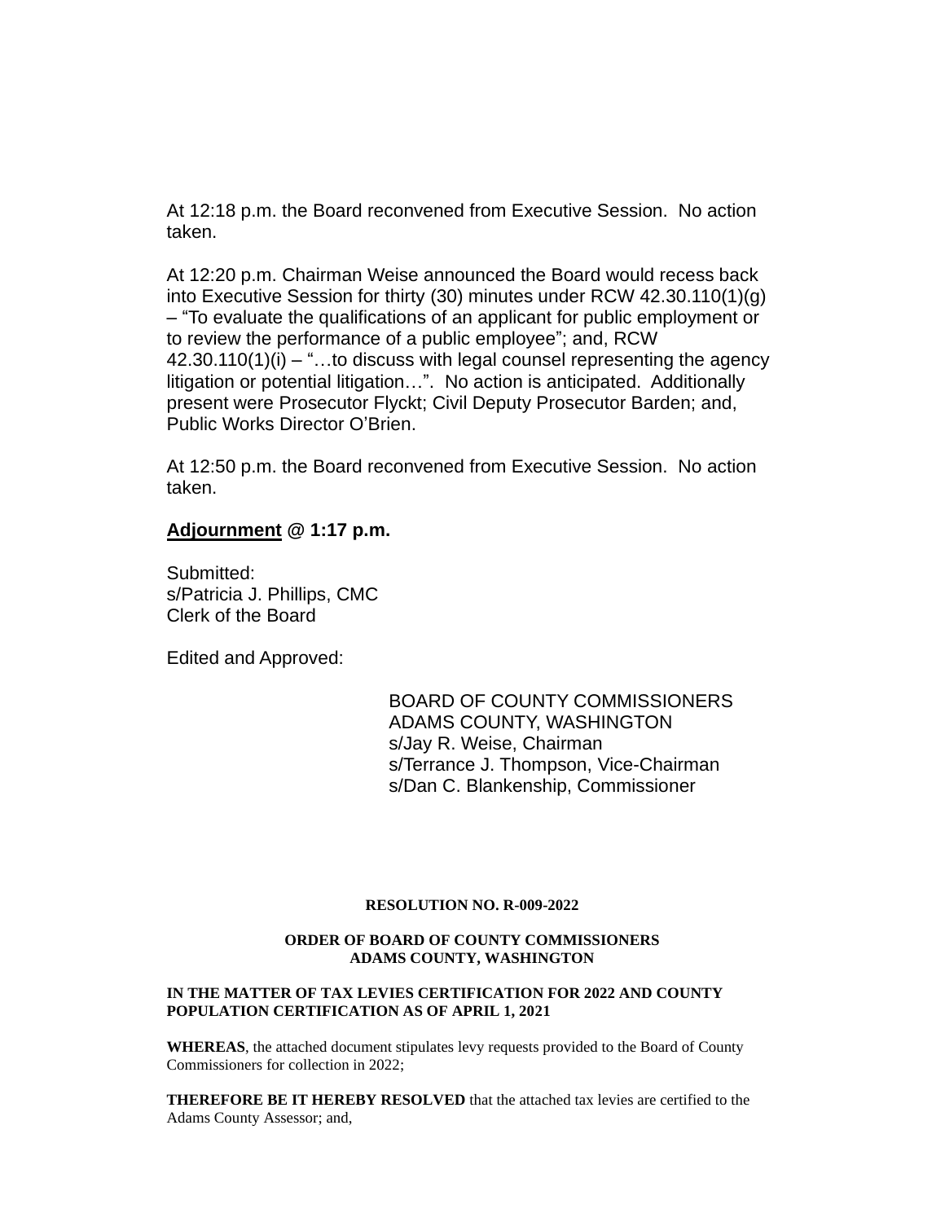At 12:18 p.m. the Board reconvened from Executive Session. No action taken.

At 12:20 p.m. Chairman Weise announced the Board would recess back into Executive Session for thirty (30) minutes under RCW 42.30.110(1)(g) – "To evaluate the qualifications of an applicant for public employment or to review the performance of a public employee"; and, RCW 42.30.110(1)(i) – "…to discuss with legal counsel representing the agency litigation or potential litigation…". No action is anticipated. Additionally present were Prosecutor Flyckt; Civil Deputy Prosecutor Barden; and, Public Works Director O'Brien.

At 12:50 p.m. the Board reconvened from Executive Session. No action taken.

**Adjournment @ 1:17 p.m.**

Submitted:
s/Patricia J. Phillips, CMC
Clerk of the Board

Edited and Approved:

BOARD OF COUNTY COMMISSIONERS
ADAMS COUNTY, WASHINGTON
s/Jay R. Weise, Chairman
s/Terrance J. Thompson, Vice-Chairman
s/Dan C. Blankenship, Commissioner

**RESOLUTION NO. R-009-2022**

**ORDER OF BOARD OF COUNTY COMMISSIONERS**
**ADAMS COUNTY, WASHINGTON**

**IN THE MATTER OF TAX LEVIES CERTIFICATION FOR 2022 AND COUNTY POPULATION CERTIFICATION AS OF APRIL 1, 2021**

**WHEREAS**, the attached document stipulates levy requests provided to the Board of County Commissioners for collection in 2022;

**THEREFORE BE IT HEREBY RESOLVED** that the attached tax levies are certified to the Adams County Assessor; and,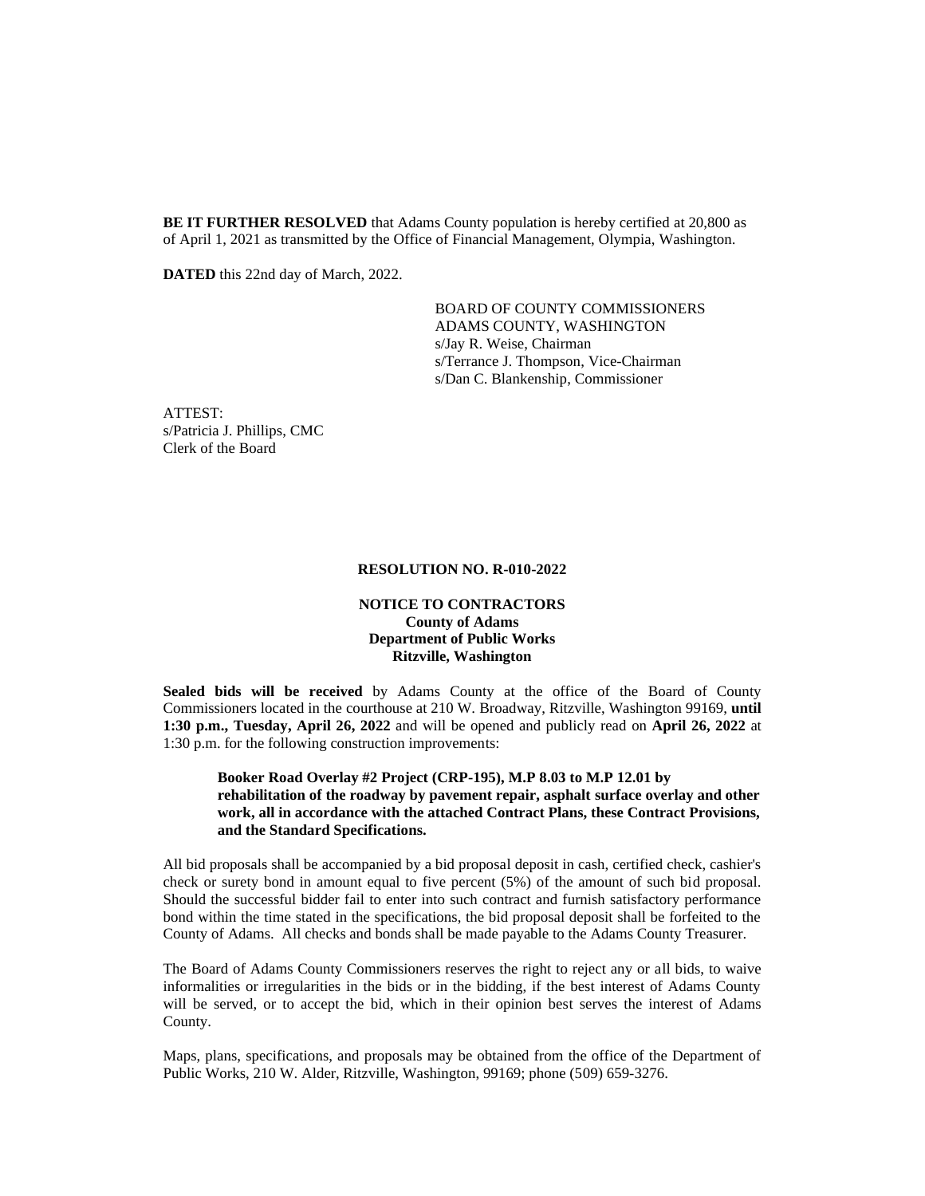**BE IT FURTHER RESOLVED** that Adams County population is hereby certified at 20,800 as of April 1, 2021 as transmitted by the Office of Financial Management, Olympia, Washington.

**DATED** this 22nd day of March, 2022.

BOARD OF COUNTY COMMISSIONERS
ADAMS COUNTY, WASHINGTON
s/Jay R. Weise, Chairman
s/Terrance J. Thompson, Vice-Chairman
s/Dan C. Blankenship, Commissioner

ATTEST:
s/Patricia J. Phillips, CMC
Clerk of the Board

**RESOLUTION NO. R-010-2022**

**NOTICE TO CONTRACTORS**
**County of Adams**
**Department of Public Works**
**Ritzville, Washington**

**Sealed bids will be received** by Adams County at the office of the Board of County Commissioners located in the courthouse at 210 W. Broadway, Ritzville, Washington 99169, **until 1:30 p.m., Tuesday, April 26, 2022** and will be opened and publicly read on **April 26, 2022** at 1:30 p.m. for the following construction improvements:

> **Booker Road Overlay #2 Project (CRP-195), M.P 8.03 to M.P 12.01 by rehabilitation of the roadway by pavement repair, asphalt surface overlay and other work, all in accordance with the attached Contract Plans, these Contract Provisions, and the Standard Specifications.**

All bid proposals shall be accompanied by a bid proposal deposit in cash, certified check, cashier's check or surety bond in amount equal to five percent (5%) of the amount of such bid proposal. Should the successful bidder fail to enter into such contract and furnish satisfactory performance bond within the time stated in the specifications, the bid proposal deposit shall be forfeited to the County of Adams. All checks and bonds shall be made payable to the Adams County Treasurer.

The Board of Adams County Commissioners reserves the right to reject any or all bids, to waive informalities or irregularities in the bids or in the bidding, if the best interest of Adams County will be served, or to accept the bid, which in their opinion best serves the interest of Adams County.

Maps, plans, specifications, and proposals may be obtained from the office of the Department of Public Works, 210 W. Alder, Ritzville, Washington, 99169; phone (509) 659-3276.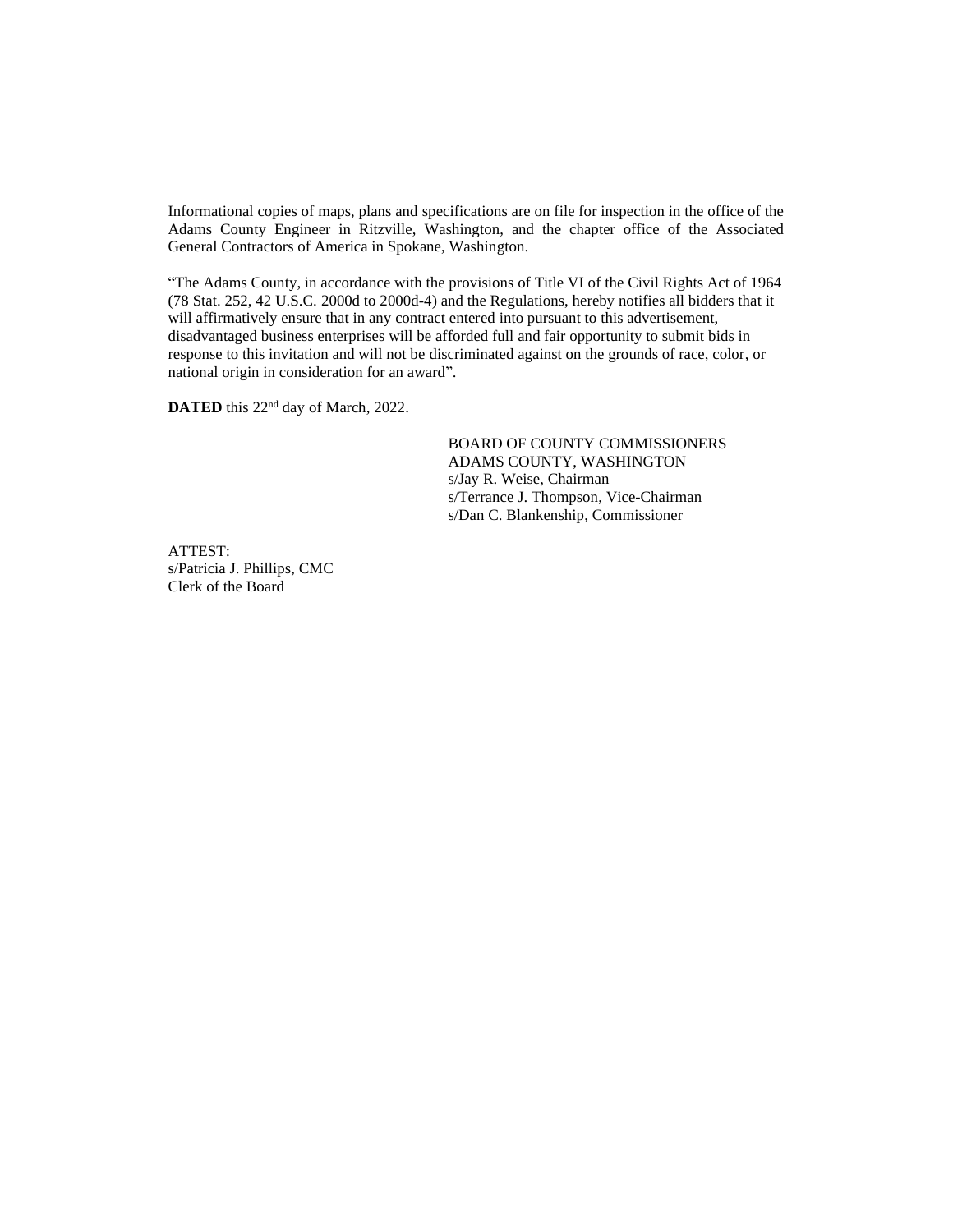Informational copies of maps, plans and specifications are on file for inspection in the office of the Adams County Engineer in Ritzville, Washington, and the chapter office of the Associated General Contractors of America in Spokane, Washington.

"The Adams County, in accordance with the provisions of Title VI of the Civil Rights Act of 1964 (78 Stat. 252, 42 U.S.C. 2000d to 2000d-4) and the Regulations, hereby notifies all bidders that it will affirmatively ensure that in any contract entered into pursuant to this advertisement, disadvantaged business enterprises will be afforded full and fair opportunity to submit bids in response to this invitation and will not be discriminated against on the grounds of race, color, or national origin in consideration for an award".

**DATED** this 22nd day of March, 2022.

BOARD OF COUNTY COMMISSIONERS  
ADAMS COUNTY, WASHINGTON  
s/Jay R. Weise, Chairman  
s/Terrance J. Thompson, Vice-Chairman  
s/Dan C. Blankenship, Commissioner

ATTEST:  
s/Patricia J. Phillips, CMC  
Clerk of the Board